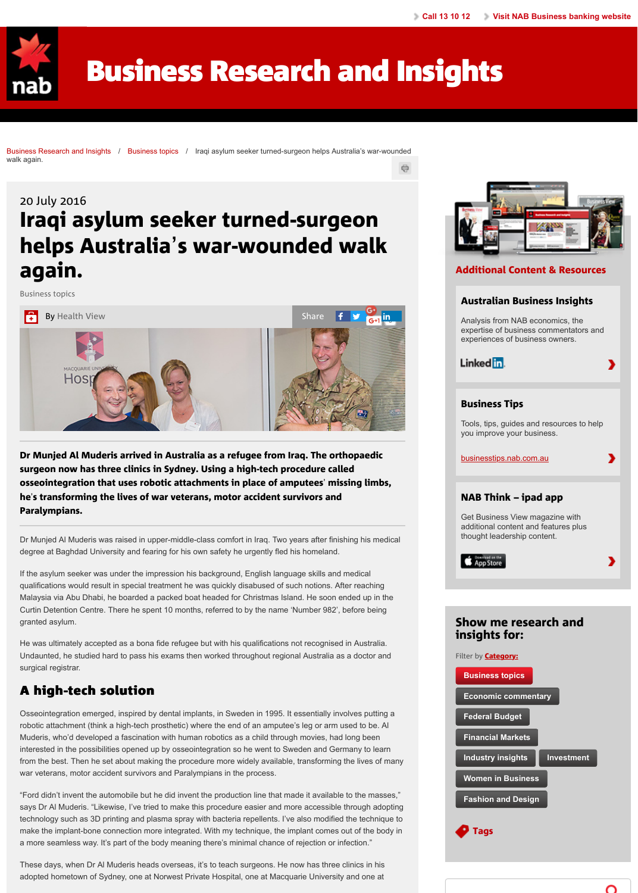Call 13 10 12 | Visit NAB Business banking website

# Business Research and Insights

Business Research and Insights / Business topics / Iraqi asylum seeker turned-surgeon helps Australia's war-wounded walk again.

20 July 2016

# Iraqi asylum seeker turned-surgeon helps Australia's war-wounded walk again.

Business topics

By Health View

Share

**Dr Munjed Al Muderis arrived in Australia as a refugee from Iraq. The orthopaedic surgeon now has three clinics in Sydney. Using a high-tech procedure called osseointegration that uses robotic attachments in place of amputees' missing limbs, he's transforming the lives of war veterans, motor accident survivors and Paralympians.**

Dr Munjed Al Muderis was raised in upper-middle-class comfort in Iraq. Two years after finishing his medical degree at Baghdad University and fearing for his own safety he urgently fled his homeland.

If the asylum seeker was under the impression his background, English language skills and medical qualifications would result in special treatment he was quickly disabused of such notions. After reaching Malaysia via Abu Dhabi, he boarded a packed boat headed for Christmas Island. He soon ended up in the Curtin Detention Centre. There he spent 10 months, referred to by the name 'Number 982', before being granted asylum.

He was ultimately accepted as a bona fide refugee but with his qualifications not recognised in Australia. Undaunted, he studied hard to pass his exams then worked throughout regional Australia as a doctor and surgical registrar.

## A high-tech solution

Osseointegration emerged, inspired by dental implants, in Sweden in 1995. It essentially involves putting a robotic attachment (think a high-tech prosthetic) where the end of an amputee's leg or arm used to be. Al Muderis, who'd developed a fascination with human robotics as a child through movies, had long been interested in the possibilities opened up by osseointegration so he went to Sweden and Germany to learn from the best. Then he set about making the procedure more widely available, transforming the lives of many war veterans, motor accident survivors and Paralympians in the process.

"Ford didn't invent the automobile but he did invent the production line that made it available to the masses," says Dr Al Muderis. "Likewise, I've tried to make this procedure easier and more accessible through adopting technology such as 3D printing and plasma spray with bacteria repellents. I've also modified the technique to make the implant-bone connection more integrated. With my technique, the implant comes out of the body in a more seamless way. It's part of the body meaning there's minimal chance of rejection or infection."

These days, when Dr Al Muderis heads overseas, it's to teach surgeons. He now has three clinics in his adopted hometown of Sydney, one at Norwest Private Hospital, one at Macquarie University and one at

## Additional Content & Resources

### Australian Business Insights

Analysis from NAB economics, the expertise of business commentators and experiences of business owners.

LinkedIn

### Business Tips

Tools, tips, guides and resources to help you improve your business.

businesstips.nab.com.au

### NAB Think – ipad app

Get Business View magazine with additional content and features plus thought leadership content.

Download on the App Store

## Show me research and insights for:

Filter by **Category:**

- Business topics
- Economic commentary
- Federal Budget
- Financial Markets
- Industry insights
- Investment
- Women in Business
- Fashion and Design

Tags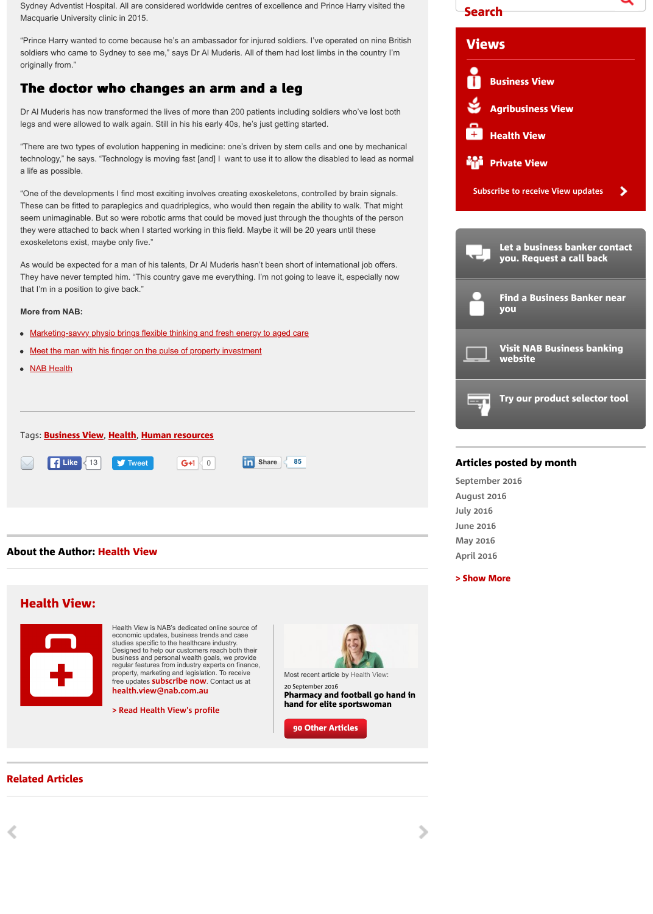Sydney Adventist Hospital. All are considered worldwide centres of excellence and Prince Harry visited the Macquarie University clinic in 2015.

"Prince Harry wanted to come because he's an ambassador for injured soldiers. I've operated on nine British soldiers who came to Sydney to see me," says Dr Al Muderis. All of them had lost limbs in the country I'm originally from."

## The doctor who changes an arm and a leg

Dr Al Muderis has now transformed the lives of more than 200 patients including soldiers who've lost both legs and were allowed to walk again. Still in his his early 40s, he's just getting started.

"There are two types of evolution happening in medicine: one's driven by stem cells and one by mechanical technology," he says. "Technology is moving fast [and] I want to use it to allow the disabled to lead as normal a life as possible.

"One of the developments I find most exciting involves creating exoskeletons, controlled by brain signals. These can be fitted to paraplegics and quadriplegics, who would then regain the ability to walk. That might seem unimaginable. But so were robotic arms that could be moved just through the thoughts of the person they were attached to back when I started working in this field. Maybe it will be 20 years until these exoskeletons exist, maybe only five."

As would be expected for a man of his talents, Dr Al Muderis hasn't been short of international job offers. They have never tempted him. "This country gave me everything. I'm not going to leave it, especially now that I'm in a position to give back."

**More from NAB:**

- Marketing-savvy physio brings flexible thinking and fresh energy to aged care
- Meet the man with his finger on the pulse of property investment
- NAB Health

Tags: **Business View**, **Health**, **Human resources**

Like 13 Tweet G+1 0 Share 85

**About the Author:** Health View

## Health View:

Health View is NAB's dedicated online source of economic updates, business trends and case studies specific to the healthcare industry. Designed to help our customers reach both their business and personal wealth goals, we provide regular features from industry experts on finance, property, marketing and legislation. To receive free updates **subscribe now**. Contact us at health.view@nab.com.au

> Read Health View's profile

Most recent article by Health View:

20 September 2016
**Pharmacy and football go hand in hand for elite sportswoman**

90 Other Articles

## Related Articles

Search

## Views

- Business View
- Agribusiness View
- Health View
- Private View

Subscribe to receive View updates

- Let a business banker contact you. Request a call back
- Find a Business Banker near you
- Visit NAB Business banking website
- Try our product selector tool

**Articles posted by month**

September 2016
August 2016
July 2016
June 2016
May 2016
April 2016

> Show More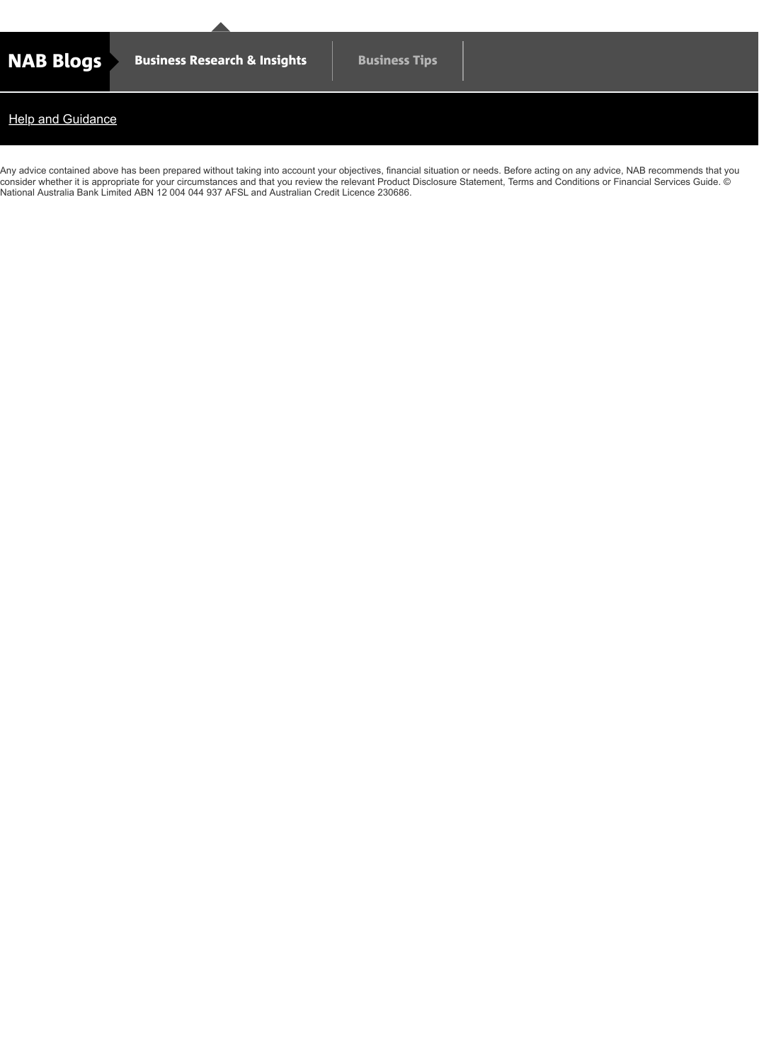NAB Blogs

Business Research & Insights

Business Tips

Help and Guidance

Any advice contained above has been prepared without taking into account your objectives, financial situation or needs. Before acting on any advice, NAB recommends that you consider whether it is appropriate for your circumstances and that you review the relevant Product Disclosure Statement, Terms and Conditions or Financial Services Guide. © National Australia Bank Limited ABN 12 004 044 937 AFSL and Australian Credit Licence 230686.